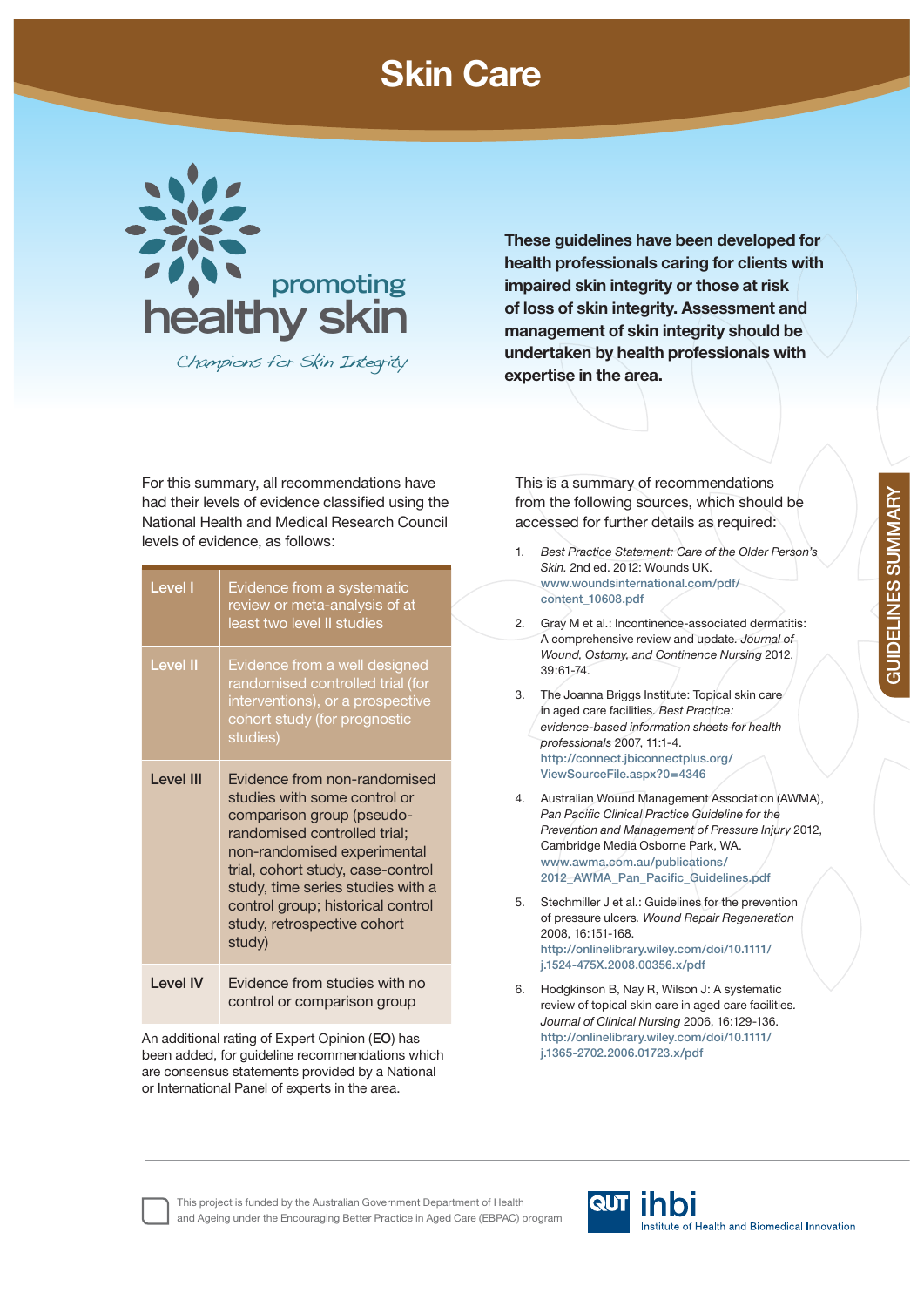# Skin Care

promoting healthy skin

*Champions for Skin Integrity*

**These guidelines have been developed for health professionals caring for clients with impaired skin integrity or those at risk of loss of skin integrity. Assessment and management of skin integrity should be undertaken by health professionals with expertise in the area.**

GUIDELINES SUMMARY

For this summary, all recommendations have had their levels of evidence classified using the National Health and Medical Research Council levels of evidence, as follows:

| Level | Description |
|---|---|
| Level I | Evidence from a systematic review or meta-analysis of at least two level II studies |
| Level II | Evidence from a well designed randomised controlled trial (for interventions), or a prospective cohort study (for prognostic studies) |
| Level III | Evidence from non-randomised studies with some control or comparison group (pseudo-randomised controlled trial; non-randomised experimental trial, cohort study, case-control study, time series studies with a control group; historical control study, retrospective cohort study) |
| Level IV | Evidence from studies with no control or comparison group |

An additional rating of Expert Opinion (**EO**) has been added, for guideline recommendations which are consensus statements provided by a National or International Panel of experts in the area.

This is a summary of recommendations from the following sources, which should be accessed for further details as required:

1. *Best Practice Statement: Care of the Older Person's Skin.* 2nd ed. 2012: Wounds UK. www.woundsinternational.com/pdf/content_10608.pdf
2. Gray M et al.: Incontinence-associated dermatitis: A comprehensive review and update. *Journal of Wound, Ostomy, and Continence Nursing* 2012, 39:61-74.
3. The Joanna Briggs Institute: Topical skin care in aged care facilities. *Best Practice: evidence-based information sheets for health professionals* 2007, 11:1-4. http://connect.jbiconnectplus.org/ViewSourceFile.aspx?0=4346
4. Australian Wound Management Association (AWMA), *Pan Pacific Clinical Practice Guideline for the Prevention and Management of Pressure Injury* 2012, Cambridge Media Osborne Park, WA. www.awma.com.au/publications/2012_AWMA_Pan_Pacific_Guidelines.pdf
5. Stechmiller J et al.: Guidelines for the prevention of pressure ulcers. *Wound Repair Regeneration* 2008, 16:151-168. http://onlinelibrary.wiley.com/doi/10.1111/j.1524-475X.2008.00356.x/pdf
6. Hodgkinson B, Nay R, Wilson J: A systematic review of topical skin care in aged care facilities. *Journal of Clinical Nursing* 2006, 16:129-136. http://onlinelibrary.wiley.com/doi/10.1111/j.1365-2702.2006.01723.x/pdf

This project is funded by the Australian Government Department of Health and Ageing under the Encouraging Better Practice in Aged Care (EBPAC) program

QUT ihbi Institute of Health and Biomedical Innovation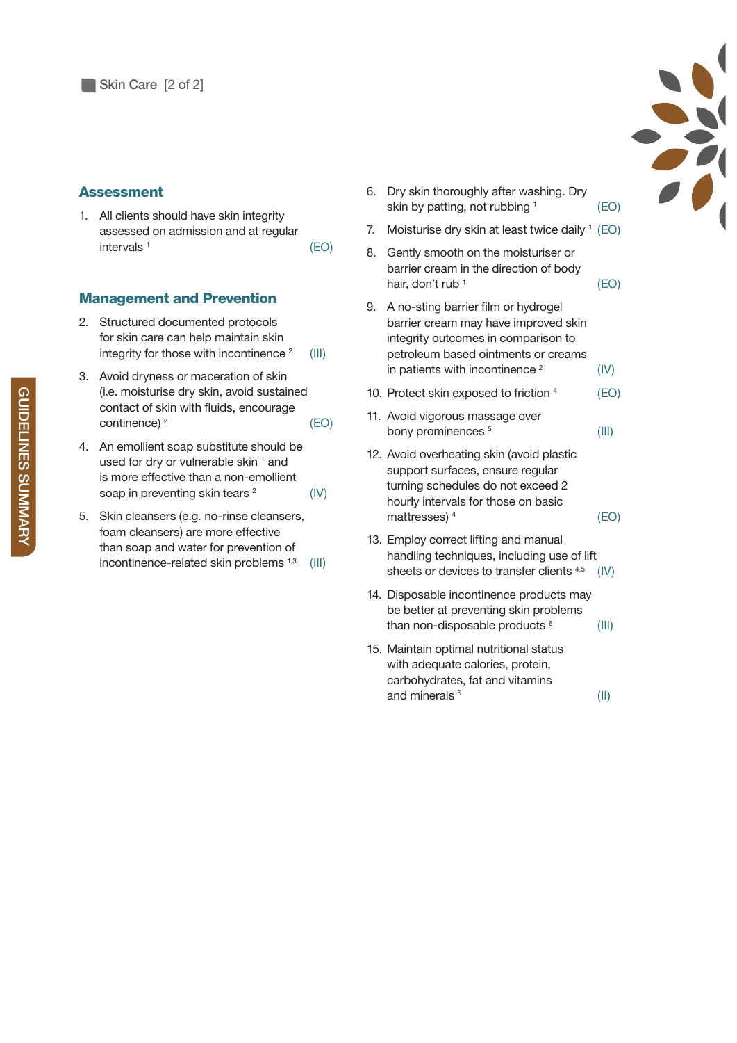# Skin Care [2 of 2]

## Assessment

1. All clients should have skin integrity assessed on admission and at regular intervals [1] (EO)

## Management and Prevention

2. Structured documented protocols for skin care can help maintain skin integrity for those with incontinence [2] (III)
3. Avoid dryness or maceration of skin (i.e. moisturise dry skin, avoid sustained contact of skin with fluids, encourage continence) [2] (EO)
4. An emollient soap substitute should be used for dry or vulnerable skin [1] and is more effective than a non-emollient soap in preventing skin tears [2] (IV)
5. Skin cleansers (e.g. no-rinse cleansers, foam cleansers) are more effective than soap and water for prevention of incontinence-related skin problems [1,3] (III)
6. Dry skin thoroughly after washing. Dry skin by patting, not rubbing [1] (EO)
7. Moisturise dry skin at least twice daily [1] (EO)
8. Gently smooth on the moisturiser or barrier cream in the direction of body hair, don't rub [1] (EO)
9. A no-sting barrier film or hydrogel barrier cream may have improved skin integrity outcomes in comparison to petroleum based ointments or creams in patients with incontinence [2] (IV)
10. Protect skin exposed to friction [4] (EO)
11. Avoid vigorous massage over bony prominences [5] (III)
12. Avoid overheating skin (avoid plastic support surfaces, ensure regular turning schedules do not exceed 2 hourly intervals for those on basic mattresses) [4] (EO)
13. Employ correct lifting and manual handling techniques, including use of lift sheets or devices to transfer clients [4,5] (IV)
14. Disposable incontinence products may be better at preventing skin problems than non-disposable products [6] (III)
15. Maintain optimal nutritional status with adequate calories, protein, carbohydrates, fat and vitamins and minerals [5] (II)